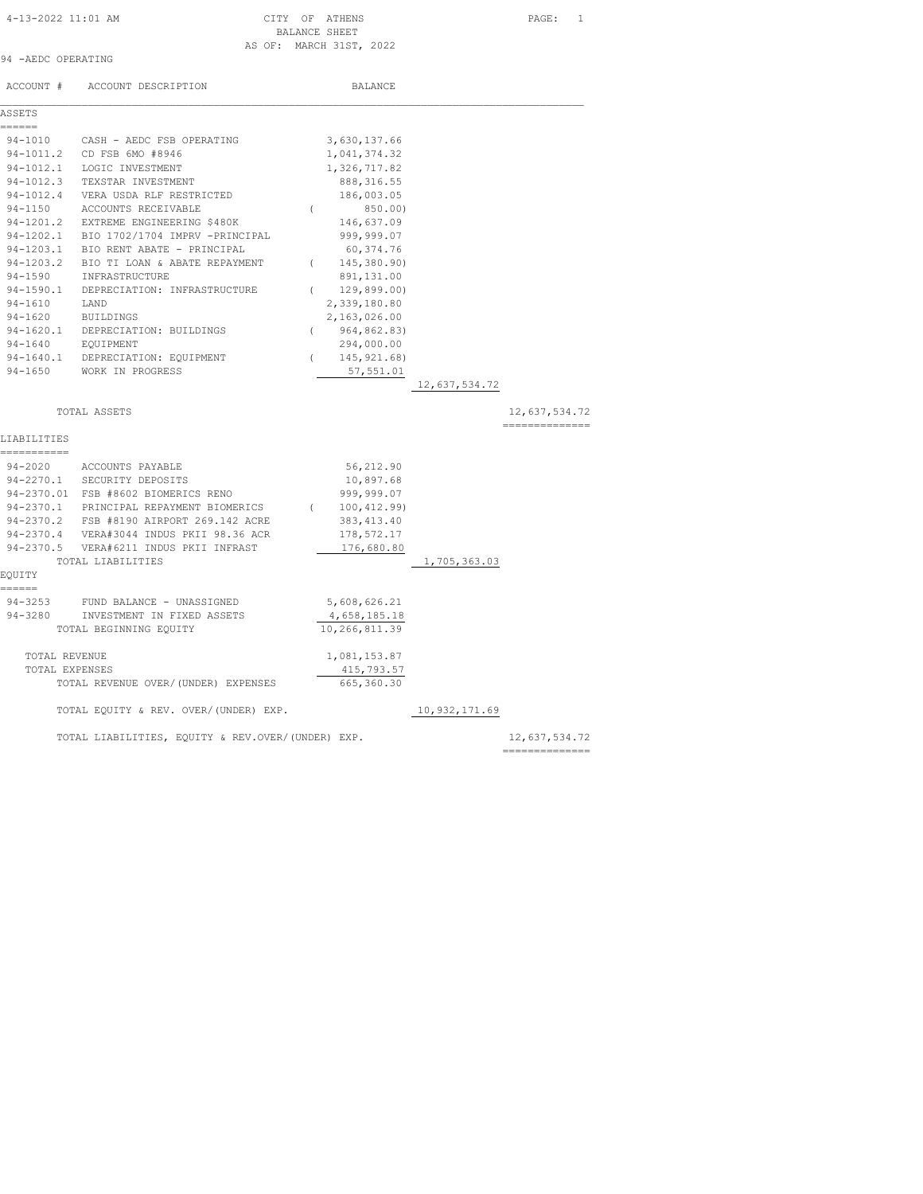4-13-2022 11:01 AM

# CITY OF ATHENS
## BALANCE SHEET
### AS OF: MARCH 31ST, 2022

94 -AEDC OPERATING

| ACCOUNT # | ACCOUNT DESCRIPTION | BALANCE | | |
|---|---|---|---|---|
| **ASSETS** | | | | |
| 94-1010 | CASH - AEDC FSB OPERATING | 3,630,137.66 | | |
| 94-1011.2 | CD FSB 6MO #8946 | 1,041,374.32 | | |
| 94-1012.1 | LOGIC INVESTMENT | 1,326,717.82 | | |
| 94-1012.3 | TEXSTAR INVESTMENT | 888,316.55 | | |
| 94-1012.4 | VERA USDA RLF RESTRICTED | 186,003.05 | | |
| 94-1150 | ACCOUNTS RECEIVABLE | ( 850.00) | | |
| 94-1201.2 | EXTREME ENGINEERING $480K | 146,637.09 | | |
| 94-1202.1 | BIO 1702/1704 IMPRV -PRINCIPAL | 999,999.07 | | |
| 94-1203.1 | BIO RENT ABATE - PRINCIPAL | 60,374.76 | | |
| 94-1203.2 | BIO TI LOAN & ABATE REPAYMENT | ( 145,380.90) | | |
| 94-1590 | INFRASTRUCTURE | 891,131.00 | | |
| 94-1590.1 | DEPRECIATION: INFRASTRUCTURE | ( 129,899.00) | | |
| 94-1610 | LAND | 2,339,180.80 | | |
| 94-1620 | BUILDINGS | 2,163,026.00 | | |
| 94-1620.1 | DEPRECIATION: BUILDINGS | ( 964,862.83) | | |
| 94-1640 | EQUIPMENT | 294,000.00 | | |
| 94-1640.1 | DEPRECIATION: EQUIPMENT | ( 145,921.68) | | |
| 94-1650 | WORK IN PROGRESS | 57,551.01 | | |
| | | | 12,637,534.72 | |
| | TOTAL ASSETS | | | 12,637,534.72 |
| **LIABILITIES** | | | | |
| 94-2020 | ACCOUNTS PAYABLE | 56,212.90 | | |
| 94-2270.1 | SECURITY DEPOSITS | 10,897.68 | | |
| 94-2370.01 | FSB #8602 BIOMERICS RENO | 999,999.07 | | |
| 94-2370.1 | PRINCIPAL REPAYMENT BIOMERICS | ( 100,412.99) | | |
| 94-2370.2 | FSB #8190 AIRPORT 269.142 ACRE | 383,413.40 | | |
| 94-2370.4 | VERA#3044 INDUS PKII 98.36 ACR | 178,572.17 | | |
| 94-2370.5 | VERA#6211 INDUS PKII INFRAST | 176,680.80 | | |
| | TOTAL LIABILITIES | | 1,705,363.03 | |
| **EQUITY** | | | | |
| 94-3253 | FUND BALANCE - UNASSIGNED | 5,608,626.21 | | |
| 94-3280 | INVESTMENT IN FIXED ASSETS | 4,658,185.18 | | |
| | TOTAL BEGINNING EQUITY | 10,266,811.39 | | |
| | TOTAL REVENUE | 1,081,153.87 | | |
| | TOTAL EXPENSES | 415,793.57 | | |
| | TOTAL REVENUE OVER/(UNDER) EXPENSES | 665,360.30 | | |
| | TOTAL EQUITY & REV. OVER/(UNDER) EXP. | | 10,932,171.69 | |
| | TOTAL LIABILITIES, EQUITY & REV.OVER/(UNDER) EXP. | | | 12,637,534.72 |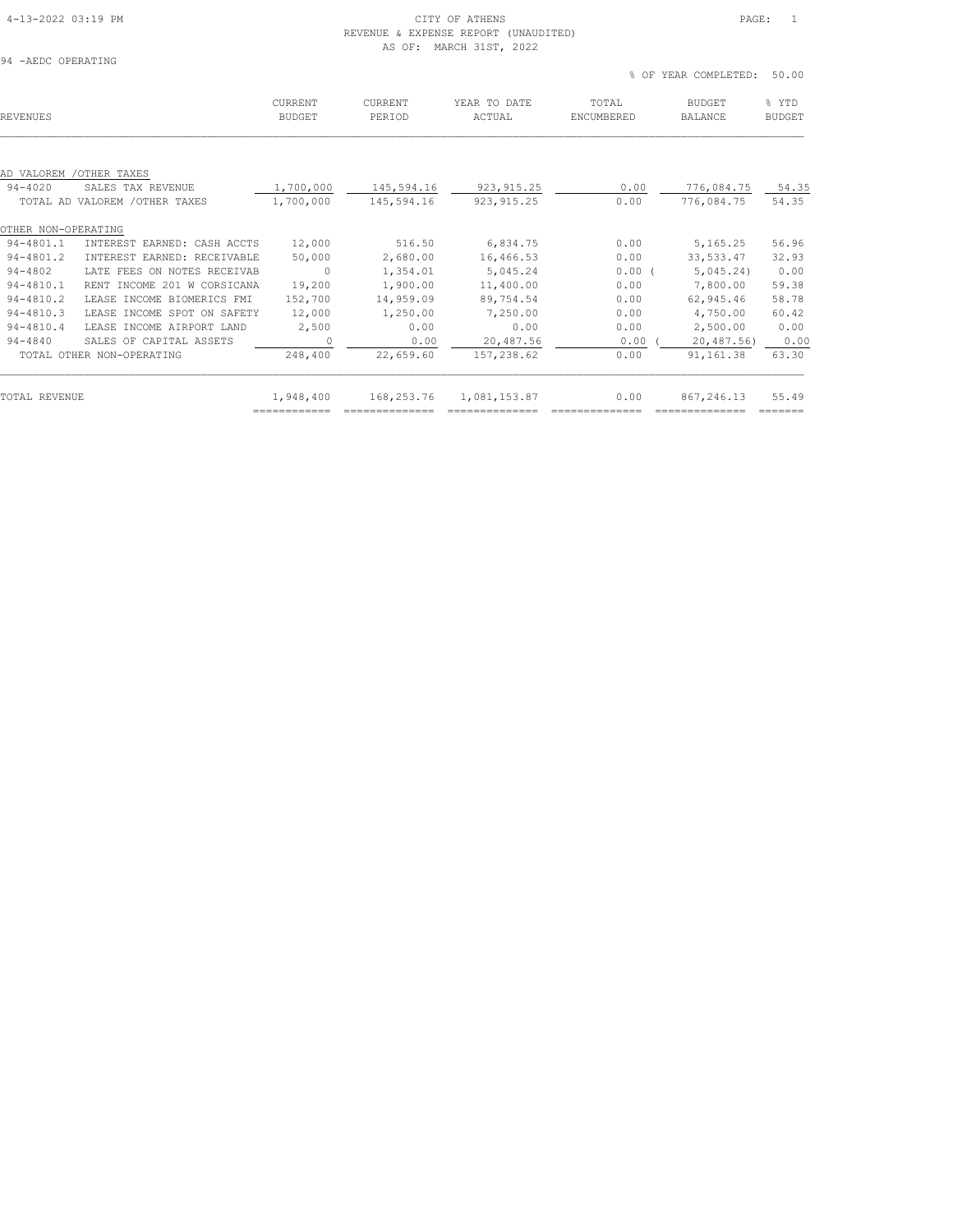# CITY OF ATHENS

## REVENUE & EXPENSE REPORT (UNAUDITED)

AS OF: MARCH 31ST, 2022

94 -AEDC OPERATING

% OF YEAR COMPLETED: 50.00

| REVENUES | | CURRENT BUDGET | CURRENT PERIOD | YEAR TO DATE ACTUAL | TOTAL ENCUMBERED | BUDGET BALANCE | % YTD BUDGET |
|---|---|---|---|---|---|---|---|
| **AD VALOREM /OTHER TAXES** | | | | | | | |
| 94-4020 | SALES TAX REVENUE | 1,700,000 | 145,594.16 | 923,915.25 | 0.00 | 776,084.75 | 54.35 |
| | TOTAL AD VALOREM /OTHER TAXES | 1,700,000 | 145,594.16 | 923,915.25 | 0.00 | 776,084.75 | 54.35 |
| **OTHER NON-OPERATING** | | | | | | | |
| 94-4801.1 | INTEREST EARNED: CASH ACCTS | 12,000 | 516.50 | 6,834.75 | 0.00 | 5,165.25 | 56.96 |
| 94-4801.2 | INTEREST EARNED: RECEIVABLE | 50,000 | 2,680.00 | 16,466.53 | 0.00 | 33,533.47 | 32.93 |
| 94-4802 | LATE FEES ON NOTES RECEIVAB | 0 | 1,354.01 | 5,045.24 | 0.00 | ( 5,045.24) | 0.00 |
| 94-4810.1 | RENT INCOME 201 W CORSICANA | 19,200 | 1,900.00 | 11,400.00 | 0.00 | 7,800.00 | 59.38 |
| 94-4810.2 | LEASE INCOME BIOMERICS FMI | 152,700 | 14,959.09 | 89,754.54 | 0.00 | 62,945.46 | 58.78 |
| 94-4810.3 | LEASE INCOME SPOT ON SAFETY | 12,000 | 1,250.00 | 7,250.00 | 0.00 | 4,750.00 | 60.42 |
| 94-4810.4 | LEASE INCOME AIRPORT LAND | 2,500 | 0.00 | 0.00 | 0.00 | 2,500.00 | 0.00 |
| 94-4840 | SALES OF CAPITAL ASSETS | 0 | 0.00 | 20,487.56 | 0.00 | ( 20,487.56) | 0.00 |
| | TOTAL OTHER NON-OPERATING | 248,400 | 22,659.60 | 157,238.62 | 0.00 | 91,161.38 | 63.30 |
| **TOTAL REVENUE** | | 1,948,400 | 168,253.76 | 1,081,153.87 | 0.00 | 867,246.13 | 55.49 |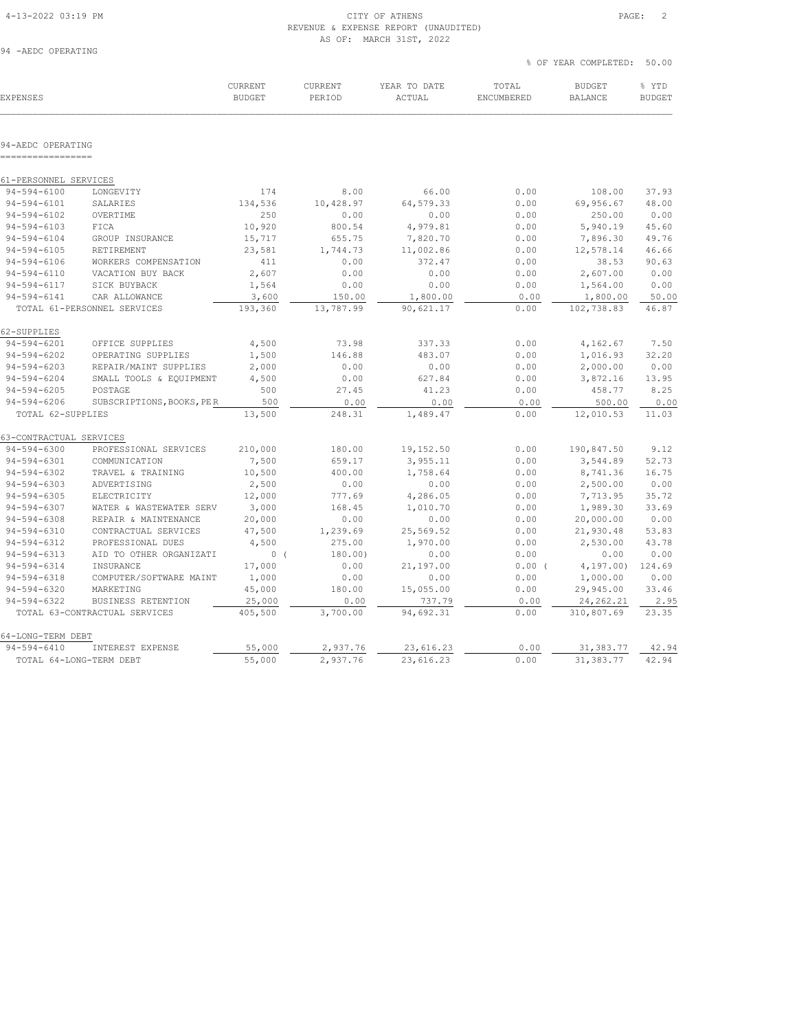CITY OF ATHENS
REVENUE & EXPENSE REPORT (UNAUDITED)
AS OF: MARCH 31ST, 2022

94 -AEDC OPERATING

% OF YEAR COMPLETED: 50.00

| EXPENSES | | CURRENT BUDGET | CURRENT PERIOD | YEAR TO DATE ACTUAL | TOTAL ENCUMBERED | BUDGET BALANCE | % YTD BUDGET |
|---|---|---|---|---|---|---|---|
| **94-AEDC OPERATING** | | | | | | | |
| **61-PERSONNEL SERVICES** | | | | | | | |
| 94-594-6100 | LONGEVITY | 174 | 8.00 | 66.00 | 0.00 | 108.00 | 37.93 |
| 94-594-6101 | SALARIES | 134,536 | 10,428.97 | 64,579.33 | 0.00 | 69,956.67 | 48.00 |
| 94-594-6102 | OVERTIME | 250 | 0.00 | 0.00 | 0.00 | 250.00 | 0.00 |
| 94-594-6103 | FICA | 10,920 | 800.54 | 4,979.81 | 0.00 | 5,940.19 | 45.60 |
| 94-594-6104 | GROUP INSURANCE | 15,717 | 655.75 | 7,820.70 | 0.00 | 7,896.30 | 49.76 |
| 94-594-6105 | RETIREMENT | 23,581 | 1,744.73 | 11,002.86 | 0.00 | 12,578.14 | 46.66 |
| 94-594-6106 | WORKERS COMPENSATION | 411 | 0.00 | 372.47 | 0.00 | 38.53 | 90.63 |
| 94-594-6110 | VACATION BUY BACK | 2,607 | 0.00 | 0.00 | 0.00 | 2,607.00 | 0.00 |
| 94-594-6117 | SICK BUYBACK | 1,564 | 0.00 | 0.00 | 0.00 | 1,564.00 | 0.00 |
| 94-594-6141 | CAR ALLOWANCE | 3,600 | 150.00 | 1,800.00 | 0.00 | 1,800.00 | 50.00 |
| TOTAL 61-PERSONNEL SERVICES | | 193,360 | 13,787.99 | 90,621.17 | 0.00 | 102,738.83 | 46.87 |
| **62-SUPPLIES** | | | | | | | |
| 94-594-6201 | OFFICE SUPPLIES | 4,500 | 73.98 | 337.33 | 0.00 | 4,162.67 | 7.50 |
| 94-594-6202 | OPERATING SUPPLIES | 1,500 | 146.88 | 483.07 | 0.00 | 1,016.93 | 32.20 |
| 94-594-6203 | REPAIR/MAINT SUPPLIES | 2,000 | 0.00 | 0.00 | 0.00 | 2,000.00 | 0.00 |
| 94-594-6204 | SMALL TOOLS & EQUIPMENT | 4,500 | 0.00 | 627.84 | 0.00 | 3,872.16 | 13.95 |
| 94-594-6205 | POSTAGE | 500 | 27.45 | 41.23 | 0.00 | 458.77 | 8.25 |
| 94-594-6206 | SUBSCRIPTIONS,BOOKS,PER | 500 | 0.00 | 0.00 | 0.00 | 500.00 | 0.00 |
| TOTAL 62-SUPPLIES | | 13,500 | 248.31 | 1,489.47 | 0.00 | 12,010.53 | 11.03 |
| **63-CONTRACTUAL SERVICES** | | | | | | | |
| 94-594-6300 | PROFESSIONAL SERVICES | 210,000 | 180.00 | 19,152.50 | 0.00 | 190,847.50 | 9.12 |
| 94-594-6301 | COMMUNICATION | 7,500 | 659.17 | 3,955.11 | 0.00 | 3,544.89 | 52.73 |
| 94-594-6302 | TRAVEL & TRAINING | 10,500 | 400.00 | 1,758.64 | 0.00 | 8,741.36 | 16.75 |
| 94-594-6303 | ADVERTISING | 2,500 | 0.00 | 0.00 | 0.00 | 2,500.00 | 0.00 |
| 94-594-6305 | ELECTRICITY | 12,000 | 777.69 | 4,286.05 | 0.00 | 7,713.95 | 35.72 |
| 94-594-6307 | WATER & WASTEWATER SERV | 3,000 | 168.45 | 1,010.70 | 0.00 | 1,989.30 | 33.69 |
| 94-594-6308 | REPAIR & MAINTENANCE | 20,000 | 0.00 | 0.00 | 0.00 | 20,000.00 | 0.00 |
| 94-594-6310 | CONTRACTUAL SERVICES | 47,500 | 1,239.69 | 25,569.52 | 0.00 | 21,930.48 | 53.83 |
| 94-594-6312 | PROFESSIONAL DUES | 4,500 | 275.00 | 1,970.00 | 0.00 | 2,530.00 | 43.78 |
| 94-594-6313 | AID TO OTHER ORGANIZATI | 0 | ( 180.00) | 0.00 | 0.00 | 0.00 | 0.00 |
| 94-594-6314 | INSURANCE | 17,000 | 0.00 | 21,197.00 | 0.00 | ( 4,197.00) | 124.69 |
| 94-594-6318 | COMPUTER/SOFTWARE MAINT | 1,000 | 0.00 | 0.00 | 0.00 | 1,000.00 | 0.00 |
| 94-594-6320 | MARKETING | 45,000 | 180.00 | 15,055.00 | 0.00 | 29,945.00 | 33.46 |
| 94-594-6322 | BUSINESS RETENTION | 25,000 | 0.00 | 737.79 | 0.00 | 24,262.21 | 2.95 |
| TOTAL 63-CONTRACTUAL SERVICES | | 405,500 | 3,700.00 | 94,692.31 | 0.00 | 310,807.69 | 23.35 |
| **64-LONG-TERM DEBT** | | | | | | | |
| 94-594-6410 | INTEREST EXPENSE | 55,000 | 2,937.76 | 23,616.23 | 0.00 | 31,383.77 | 42.94 |
| TOTAL 64-LONG-TERM DEBT | | 55,000 | 2,937.76 | 23,616.23 | 0.00 | 31,383.77 | 42.94 |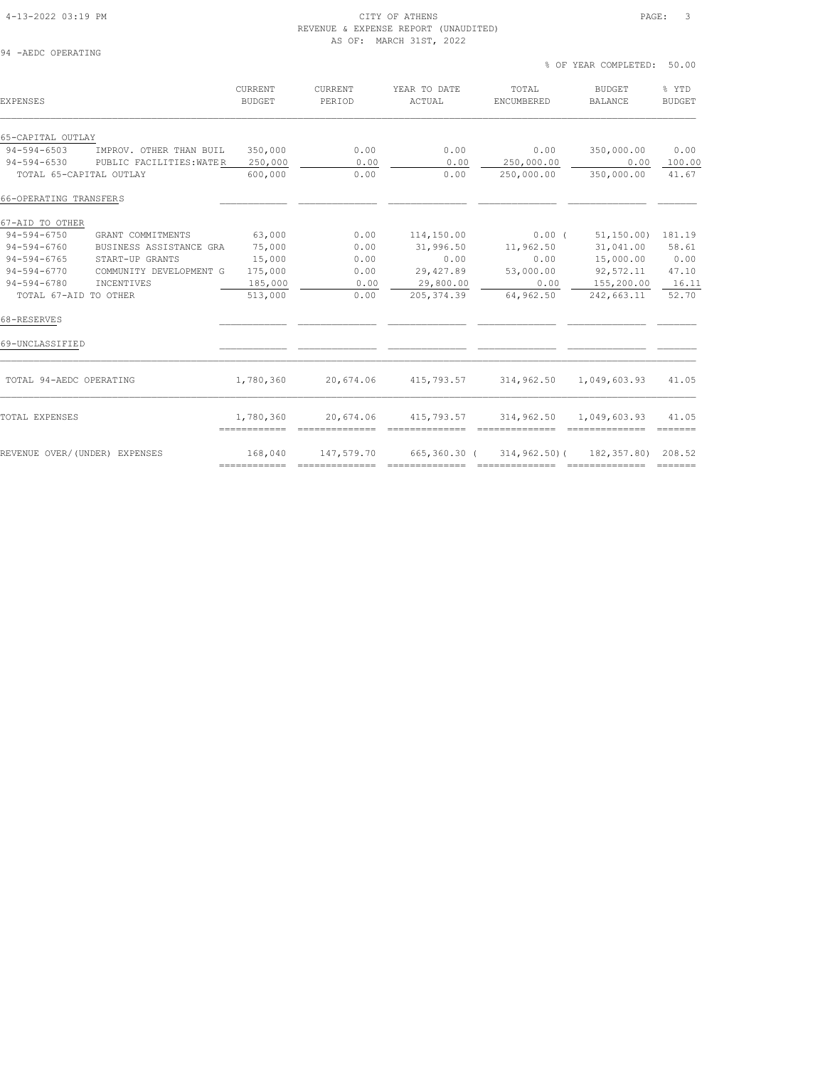# CITY OF ATHENS
## REVENUE & EXPENSE REPORT (UNAUDITED)
### AS OF: MARCH 31ST, 2022

94 -AEDC OPERATING

% OF YEAR COMPLETED: 50.00

| EXPENSES | | CURRENT BUDGET | CURRENT PERIOD | YEAR TO DATE ACTUAL | TOTAL ENCUMBERED | BUDGET BALANCE | % YTD BUDGET |
|---|---|---|---|---|---|---|---|
| **65-CAPITAL OUTLAY** | | | | | | | |
| 94-594-6503 | IMPROV. OTHER THAN BUIL | 350,000 | 0.00 | 0.00 | 0.00 | 350,000.00 | 0.00 |
| 94-594-6530 | PUBLIC FACILITIES:WATER | 250,000 | 0.00 | 0.00 | 250,000.00 | 0.00 | 100.00 |
| TOTAL 65-CAPITAL OUTLAY | | 600,000 | 0.00 | 0.00 | 250,000.00 | 350,000.00 | 41.67 |
| **66-OPERATING TRANSFERS** | | | | | | | |
| **67-AID TO OTHER** | | | | | | | |
| 94-594-6750 | GRANT COMMITMENTS | 63,000 | 0.00 | 114,150.00 | 0.00 | ( 51,150.00) | 181.19 |
| 94-594-6760 | BUSINESS ASSISTANCE GRA | 75,000 | 0.00 | 31,996.50 | 11,962.50 | 31,041.00 | 58.61 |
| 94-594-6765 | START-UP GRANTS | 15,000 | 0.00 | 0.00 | 0.00 | 15,000.00 | 0.00 |
| 94-594-6770 | COMMUNITY DEVELOPMENT G | 175,000 | 0.00 | 29,427.89 | 53,000.00 | 92,572.11 | 47.10 |
| 94-594-6780 | INCENTIVES | 185,000 | 0.00 | 29,800.00 | 0.00 | 155,200.00 | 16.11 |
| TOTAL 67-AID TO OTHER | | 513,000 | 0.00 | 205,374.39 | 64,962.50 | 242,663.11 | 52.70 |
| **68-RESERVES** | | | | | | | |
| **69-UNCLASSIFIED** | | | | | | | |
| TOTAL 94-AEDC OPERATING | | 1,780,360 | 20,674.06 | 415,793.57 | 314,962.50 | 1,049,603.93 | 41.05 |
| TOTAL EXPENSES | | 1,780,360 | 20,674.06 | 415,793.57 | 314,962.50 | 1,049,603.93 | 41.05 |
| REVENUE OVER/(UNDER) EXPENSES | | 168,040 | 147,579.70 | 665,360.30 | ( 314,962.50) | ( 182,357.80) | 208.52 |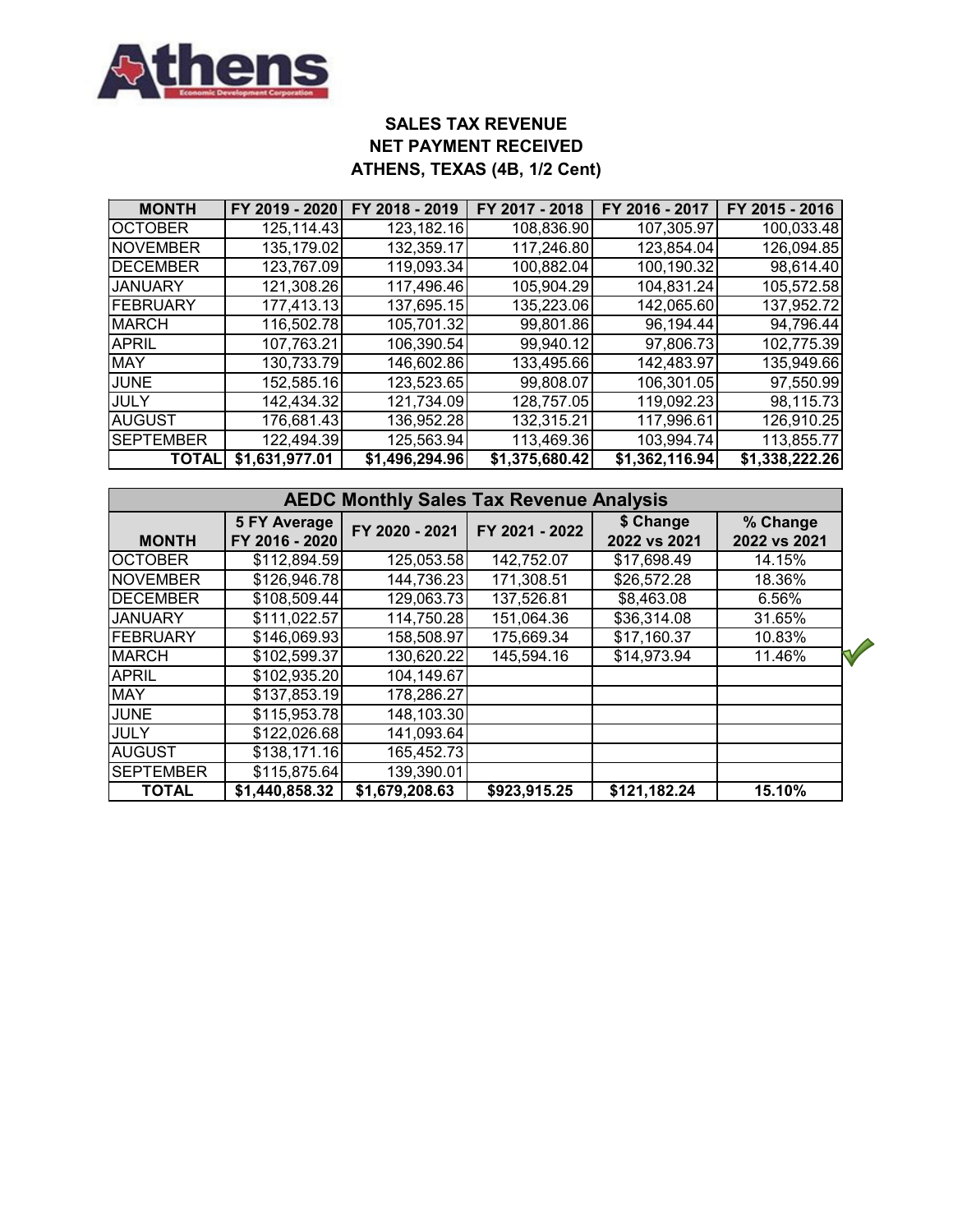**Athens Economic Development Corporation**

## SALES TAX REVENUE
## NET PAYMENT RECEIVED
## ATHENS, TEXAS (4B, 1/2 Cent)

| MONTH | FY 2019 - 2020 | FY 2018 - 2019 | FY 2017 - 2018 | FY 2016 - 2017 | FY 2015 - 2016 |
|---|---|---|---|---|---|
| OCTOBER | 125,114.43 | 123,182.16 | 108,836.90 | 107,305.97 | 100,033.48 |
| NOVEMBER | 135,179.02 | 132,359.17 | 117,246.80 | 123,854.04 | 126,094.85 |
| DECEMBER | 123,767.09 | 119,093.34 | 100,882.04 | 100,190.32 | 98,614.40 |
| JANUARY | 121,308.26 | 117,496.46 | 105,904.29 | 104,831.24 | 105,572.58 |
| FEBRUARY | 177,413.13 | 137,695.15 | 135,223.06 | 142,065.60 | 137,952.72 |
| MARCH | 116,502.78 | 105,701.32 | 99,801.86 | 96,194.44 | 94,796.44 |
| APRIL | 107,763.21 | 106,390.54 | 99,940.12 | 97,806.73 | 102,775.39 |
| MAY | 130,733.79 | 146,602.86 | 133,495.66 | 142,483.97 | 135,949.66 |
| JUNE | 152,585.16 | 123,523.65 | 99,808.07 | 106,301.05 | 97,550.99 |
| JULY | 142,434.32 | 121,734.09 | 128,757.05 | 119,092.23 | 98,115.73 |
| AUGUST | 176,681.43 | 136,952.28 | 132,315.21 | 117,996.61 | 126,910.25 |
| SEPTEMBER | 122,494.39 | 125,563.94 | 113,469.36 | 103,994.74 | 113,855.77 |
| **TOTAL** | **$1,631,977.01** | **$1,496,294.96** | **$1,375,680.42** | **$1,362,116.94** | **$1,338,222.26** |

### AEDC Monthly Sales Tax Revenue Analysis

| MONTH | 5 FY Average FY 2016 - 2020 | FY 2020 - 2021 | FY 2021 - 2022 | $ Change 2022 vs 2021 | % Change 2022 vs 2021 |
|---|---|---|---|---|---|
| OCTOBER | $112,894.59 | 125,053.58 | 142,752.07 | $17,698.49 | 14.15% |
| NOVEMBER | $126,946.78 | 144,736.23 | 171,308.51 | $26,572.28 | 18.36% |
| DECEMBER | $108,509.44 | 129,063.73 | 137,526.81 | $8,463.08 | 6.56% |
| JANUARY | $111,022.57 | 114,750.28 | 151,064.36 | $36,314.08 | 31.65% |
| FEBRUARY | $146,069.93 | 158,508.97 | 175,669.34 | $17,160.37 | 10.83% |
| MARCH | $102,599.37 | 130,620.22 | 145,594.16 | $14,973.94 | 11.46% |
| APRIL | $102,935.20 | 104,149.67 | | | |
| MAY | $137,853.19 | 178,286.27 | | | |
| JUNE | $115,953.78 | 148,103.30 | | | |
| JULY | $122,026.68 | 141,093.64 | | | |
| AUGUST | $138,171.16 | 165,452.73 | | | |
| SEPTEMBER | $115,875.64 | 139,390.01 | | | |
| **TOTAL** | **$1,440,858.32** | **$1,679,208.63** | **$923,915.25** | **$121,182.24** | **15.10%** |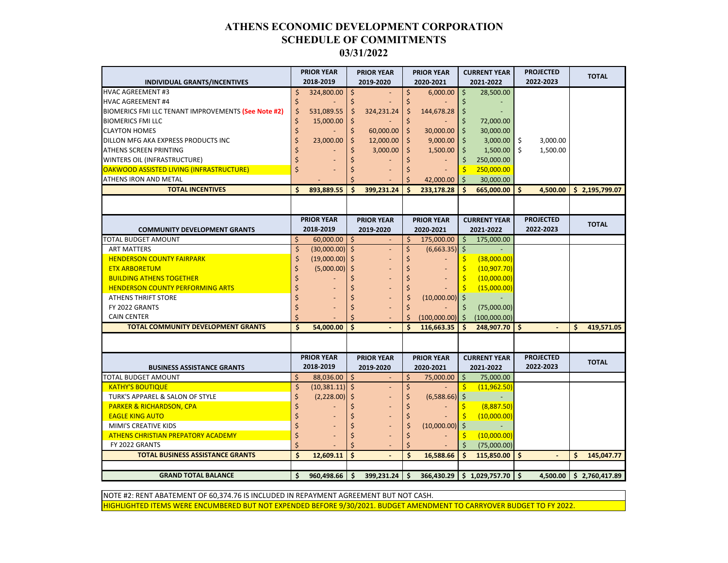# ATHENS ECONOMIC DEVELOPMENT CORPORATION
## SCHEDULE OF COMMITMENTS
### 03/31/2022

| INDIVIDUAL GRANTS/INCENTIVES | PRIOR YEAR 2018-2019 | PRIOR YEAR 2019-2020 | PRIOR YEAR 2020-2021 | CURRENT YEAR 2021-2022 | PROJECTED 2022-2023 | TOTAL |
|---|---|---|---|---|---|---|
| HVAC AGREEMENT #3 | $ 324,800.00 | $ - | $ 6,000.00 | $ 28,500.00 | | |
| HVAC AGREEMENT #4 | $ - | $ - | $ - | $ - | | |
| BIOMERICS FMI LLC TENANT IMPROVEMENTS (See Note #2) | $ 531,089.55 | $ 324,231.24 | $ 144,678.28 | $ - | | |
| BIOMERICS FMI LLC | $ 15,000.00 | $ - | $ - | $ 72,000.00 | | |
| CLAYTON HOMES | $ - | $ 60,000.00 | $ 30,000.00 | $ 30,000.00 | | |
| DILLON MFG AKA EXPRESS PRODUCTS INC | $ 23,000.00 | $ 12,000.00 | $ 9,000.00 | $ 3,000.00 | $ 3,000.00 | |
| ATHENS SCREEN PRINTING | $ - | $ 3,000.00 | $ 1,500.00 | $ 1,500.00 | $ 1,500.00 | |
| WINTERS OIL (INFRASTRUCTURE) | $ - | $ - | $ - | $ 250,000.00 | | |
| OAKWOOD ASSISTED LIVING (INFRASTRUCTURE) | $ - | $ - | $ - | $ 250,000.00 | | |
| ATHENS IRON AND METAL | - | $ - | $ 42,000.00 | $ 30,000.00 | | |
| **TOTAL INCENTIVES** | **$ 893,889.55** | **$ 399,231.24** | **$ 233,178.28** | **$ 665,000.00** | **$ 4,500.00** | **$ 2,195,799.07** |

| COMMUNITY DEVELOPMENT GRANTS | PRIOR YEAR 2018-2019 | PRIOR YEAR 2019-2020 | PRIOR YEAR 2020-2021 | CURRENT YEAR 2021-2022 | PROJECTED 2022-2023 | TOTAL |
|---|---|---|---|---|---|---|
| TOTAL BUDGET AMOUNT | $ 60,000.00 | $ - | $ 175,000.00 | $ 175,000.00 | | |
| ART MATTERS | $ (30,000.00) | $ - | $ (6,663.35) | $ - | | |
| HENDERSON COUNTY FAIRPARK | $ (19,000.00) | $ - | $ - | $ (38,000.00) | | |
| ETX ARBORETUM | $ (5,000.00) | $ - | $ - | $ (10,907.70) | | |
| BUILDING ATHENS TOGETHER | $ - | $ - | $ - | $ (10,000.00) | | |
| HENDERSON COUNTY PERFORMING ARTS | $ - | $ - | $ - | $ (15,000.00) | | |
| ATHENS THRIFT STORE | $ - | $ - | $ (10,000.00) | $ - | | |
| FY 2022 GRANTS | $ - | $ - | $ - | $ (75,000.00) | | |
| CAIN CENTER | $ - | $ - | $ (100,000.00) | $ (100,000.00) | | |
| **TOTAL COMMUNITY DEVELOPMENT GRANTS** | **$ 54,000.00** | **$ -** | **$ 116,663.35** | **$ 248,907.70** | **$ -** | **$ 419,571.05** |

| BUSINESS ASSISTANCE GRANTS | PRIOR YEAR 2018-2019 | PRIOR YEAR 2019-2020 | PRIOR YEAR 2020-2021 | CURRENT YEAR 2021-2022 | PROJECTED 2022-2023 | TOTAL |
|---|---|---|---|---|---|---|
| TOTAL BUDGET AMOUNT | $ 88,036.00 | $ - | $ 75,000.00 | $ 75,000.00 | | |
| KATHY'S BOUTIQUE | $ (10,381.11) | $ - | $ - | $ (11,962.50) | | |
| TURK'S APPAREL & SALON OF STYLE | $ (2,228.00) | $ - | $ (6,588.66) | $ - | | |
| PARKER & RICHARDSON, CPA | $ - | $ - | $ - | $ (8,887.50) | | |
| EAGLE KING AUTO | $ - | $ - | $ - | $ (10,000.00) | | |
| MIMI'S CREATIVE KIDS | $ - | $ - | $ (10,000.00) | $ - | | |
| ATHENS CHRISTIAN PREPATORY ACADEMY | $ - | $ - | $ - | $ (10,000.00) | | |
| FY 2022 GRANTS | $ - | $ - | $ - | $ (75,000.00) | | |
| **TOTAL BUSINESS ASSISTANCE GRANTS** | **$ 12,609.11** | **$ -** | **$ 16,588.66** | **$ 115,850.00** | **$ -** | **$ 145,047.77** |
| | | | | | | |
| **GRAND TOTAL BALANCE** | **$ 960,498.66** | **$ 399,231.24** | **$ 366,430.29** | **$ 1,029,757.70** | **$ 4,500.00** | **$ 2,760,417.89** |

NOTE #2: RENT ABATEMENT OF 60,374.76 IS INCLUDED IN REPAYMENT AGREEMENT BUT NOT CASH.

HIGHLIGHTED ITEMS WERE ENCUMBERED BUT NOT EXPENDED BEFORE 9/30/2021. BUDGET AMENDMENT TO CARRYOVER BUDGET TO FY 2022.